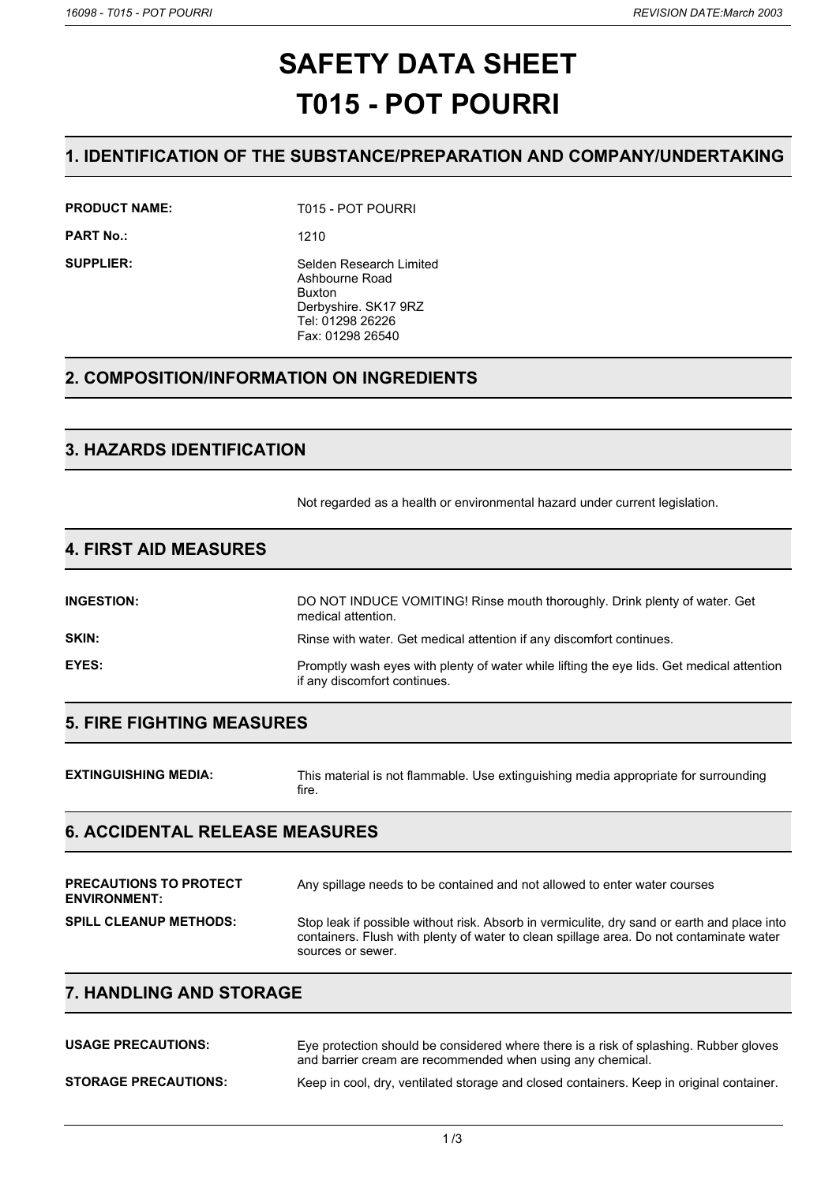# SAFETY DATA SHEET
# T015 - POT POURRI

## 1. IDENTIFICATION OF THE SUBSTANCE/PREPARATION AND COMPANY/UNDERTAKING

**PRODUCT NAME:** T015 - POT POURRI

**PART No.:** 1210

**SUPPLIER:** Selden Research Limited
Ashbourne Road
Buxton
Derbyshire. SK17 9RZ
Tel: 01298 26226
Fax: 01298 26540

## 2. COMPOSITION/INFORMATION ON INGREDIENTS

## 3. HAZARDS IDENTIFICATION

Not regarded as a health or environmental hazard under current legislation.

## 4. FIRST AID MEASURES

**INGESTION:** DO NOT INDUCE VOMITING! Rinse mouth thoroughly. Drink plenty of water. Get medical attention.

**SKIN:** Rinse with water. Get medical attention if any discomfort continues.

**EYES:** Promptly wash eyes with plenty of water while lifting the eye lids. Get medical attention if any discomfort continues.

## 5. FIRE FIGHTING MEASURES

**EXTINGUISHING MEDIA:** This material is not flammable. Use extinguishing media appropriate for surrounding fire.

## 6. ACCIDENTAL RELEASE MEASURES

**PRECAUTIONS TO PROTECT ENVIRONMENT:** Any spillage needs to be contained and not allowed to enter water courses

**SPILL CLEANUP METHODS:** Stop leak if possible without risk. Absorb in vermiculite, dry sand or earth and place into containers. Flush with plenty of water to clean spillage area. Do not contaminate water sources or sewer.

## 7. HANDLING AND STORAGE

**USAGE PRECAUTIONS:** Eye protection should be considered where there is a risk of splashing. Rubber gloves and barrier cream are recommended when using any chemical.

**STORAGE PRECAUTIONS:** Keep in cool, dry, ventilated storage and closed containers. Keep in original container.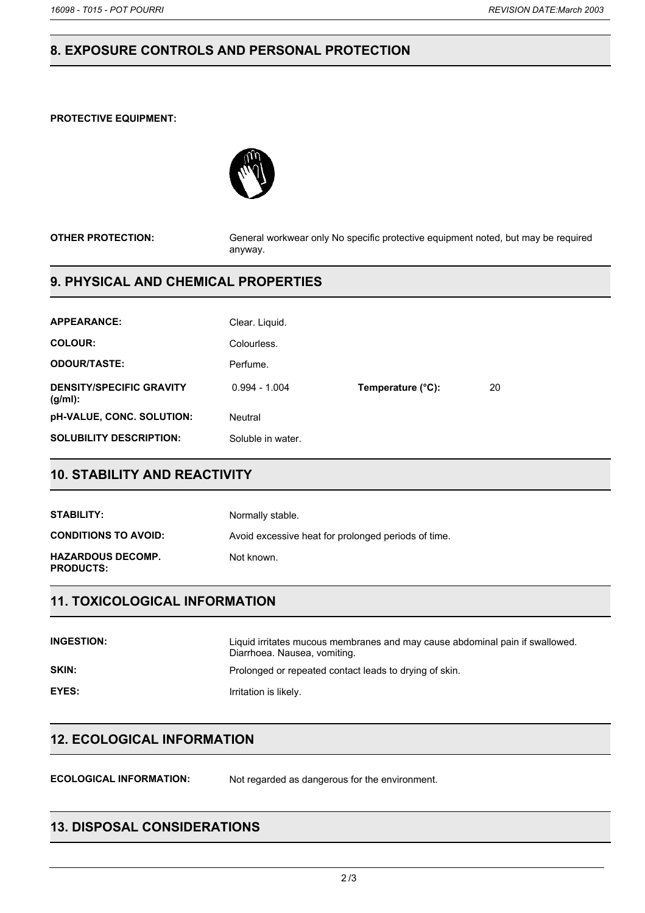## 8. EXPOSURE CONTROLS AND PERSONAL PROTECTION

**PROTECTIVE EQUIPMENT:**

**OTHER PROTECTION:** General workwear only No specific protective equipment noted, but may be required anyway.

## 9. PHYSICAL AND CHEMICAL PROPERTIES

| | | | |
|---|---|---|---|
| **APPEARANCE:** | Clear. Liquid. | | |
| **COLOUR:** | Colourless. | | |
| **ODOUR/TASTE:** | Perfume. | | |
| **DENSITY/SPECIFIC GRAVITY (g/ml):** | 0.994 - 1.004 | **Temperature (°C):** | 20 |
| **pH-VALUE, CONC. SOLUTION:** | Neutral | | |
| **SOLUBILITY DESCRIPTION:** | Soluble in water. | | |

## 10. STABILITY AND REACTIVITY

**STABILITY:** Normally stable.

**CONDITIONS TO AVOID:** Avoid excessive heat for prolonged periods of time.

**HAZARDOUS DECOMP. PRODUCTS:** Not known.

## 11. TOXICOLOGICAL INFORMATION

**INGESTION:** Liquid irritates mucous membranes and may cause abdominal pain if swallowed. Diarrhoea. Nausea, vomiting.

**SKIN:** Prolonged or repeated contact leads to drying of skin.

**EYES:** Irritation is likely.

## 12. ECOLOGICAL INFORMATION

**ECOLOGICAL INFORMATION:** Not regarded as dangerous for the environment.

## 13. DISPOSAL CONSIDERATIONS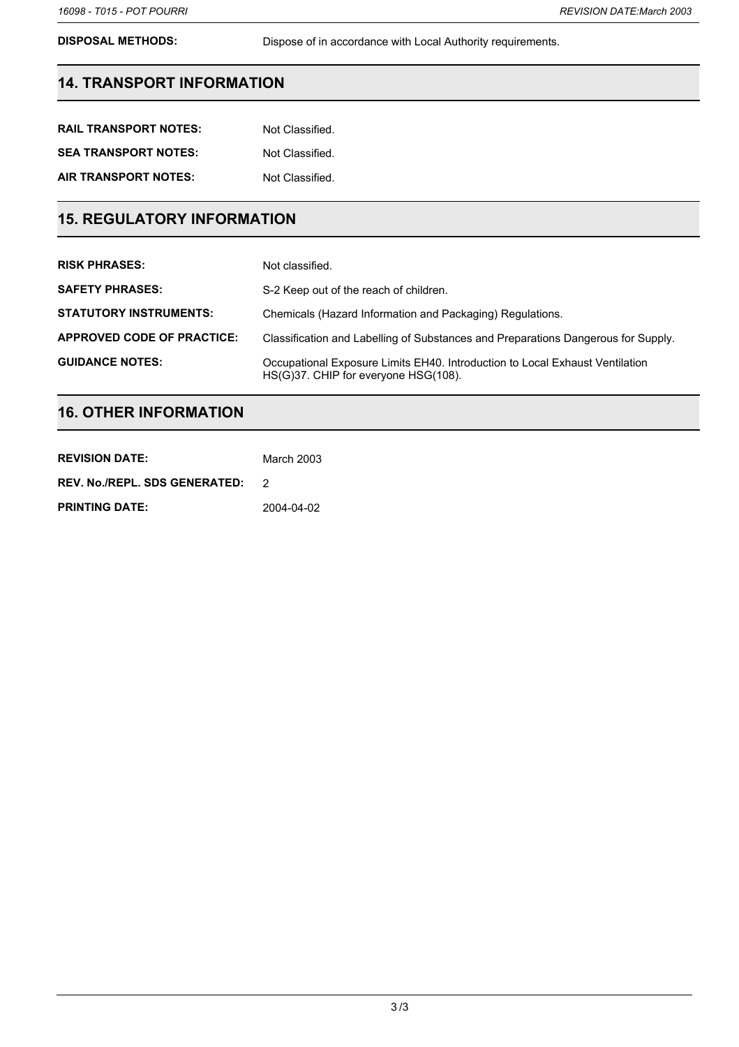**DISPOSAL METHODS:** Dispose of in accordance with Local Authority requirements.

## 14. TRANSPORT INFORMATION

**RAIL TRANSPORT NOTES:** Not Classified.

**SEA TRANSPORT NOTES:** Not Classified.

**AIR TRANSPORT NOTES:** Not Classified.

## 15. REGULATORY INFORMATION

**RISK PHRASES:** Not classified.

**SAFETY PHRASES:** S-2 Keep out of the reach of children.

**STATUTORY INSTRUMENTS:** Chemicals (Hazard Information and Packaging) Regulations.

**APPROVED CODE OF PRACTICE:** Classification and Labelling of Substances and Preparations Dangerous for Supply.

**GUIDANCE NOTES:** Occupational Exposure Limits EH40. Introduction to Local Exhaust Ventilation HS(G)37. CHIP for everyone HSG(108).

## 16. OTHER INFORMATION

**REVISION DATE:** March 2003

**REV. No./REPL. SDS GENERATED:** 2

**PRINTING DATE:** 2004-04-02